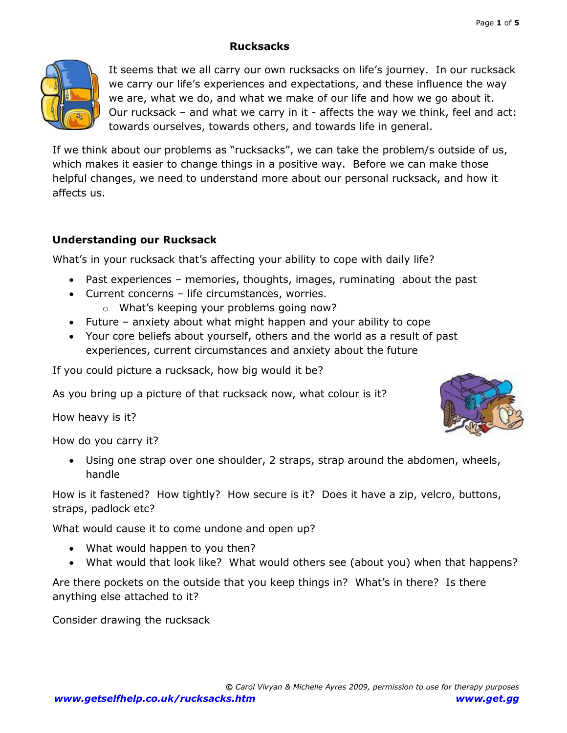# Rucksacks

It seems that we all carry our own rucksacks on life's journey. In our rucksack we carry our life's experiences and expectations, and these influence the way we are, what we do, and what we make of our life and how we go about it. Our rucksack – and what we carry in it - affects the way we think, feel and act: towards ourselves, towards others, and towards life in general.

If we think about our problems as "rucksacks", we can take the problem/s outside of us, which makes it easier to change things in a positive way. Before we can make those helpful changes, we need to understand more about our personal rucksack, and how it affects us.

## Understanding our Rucksack

What's in your rucksack that's affecting your ability to cope with daily life?

- Past experiences – memories, thoughts, images, ruminating about the past
- Current concerns – life circumstances, worries.
  - What's keeping your problems going now?
- Future – anxiety about what might happen and your ability to cope
- Your core beliefs about yourself, others and the world as a result of past experiences, current circumstances and anxiety about the future

If you could picture a rucksack, how big would it be?

As you bring up a picture of that rucksack now, what colour is it?

How heavy is it?

How do you carry it?

- Using one strap over one shoulder, 2 straps, strap around the abdomen, wheels, handle

How is it fastened? How tightly? How secure is it? Does it have a zip, velcro, buttons, straps, padlock etc?

What would cause it to come undone and open up?

- What would happen to you then?
- What would that look like? What would others see (about you) when that happens?

Are there pockets on the outside that you keep things in? What's in there? Is there anything else attached to it?

Consider drawing the rucksack

*© Carol Vivyan & Michelle Ayres 2009, permission to use for therapy purposes*

***www.getselfhelp.co.uk/rucksacks.htm*** ***www.get.gg***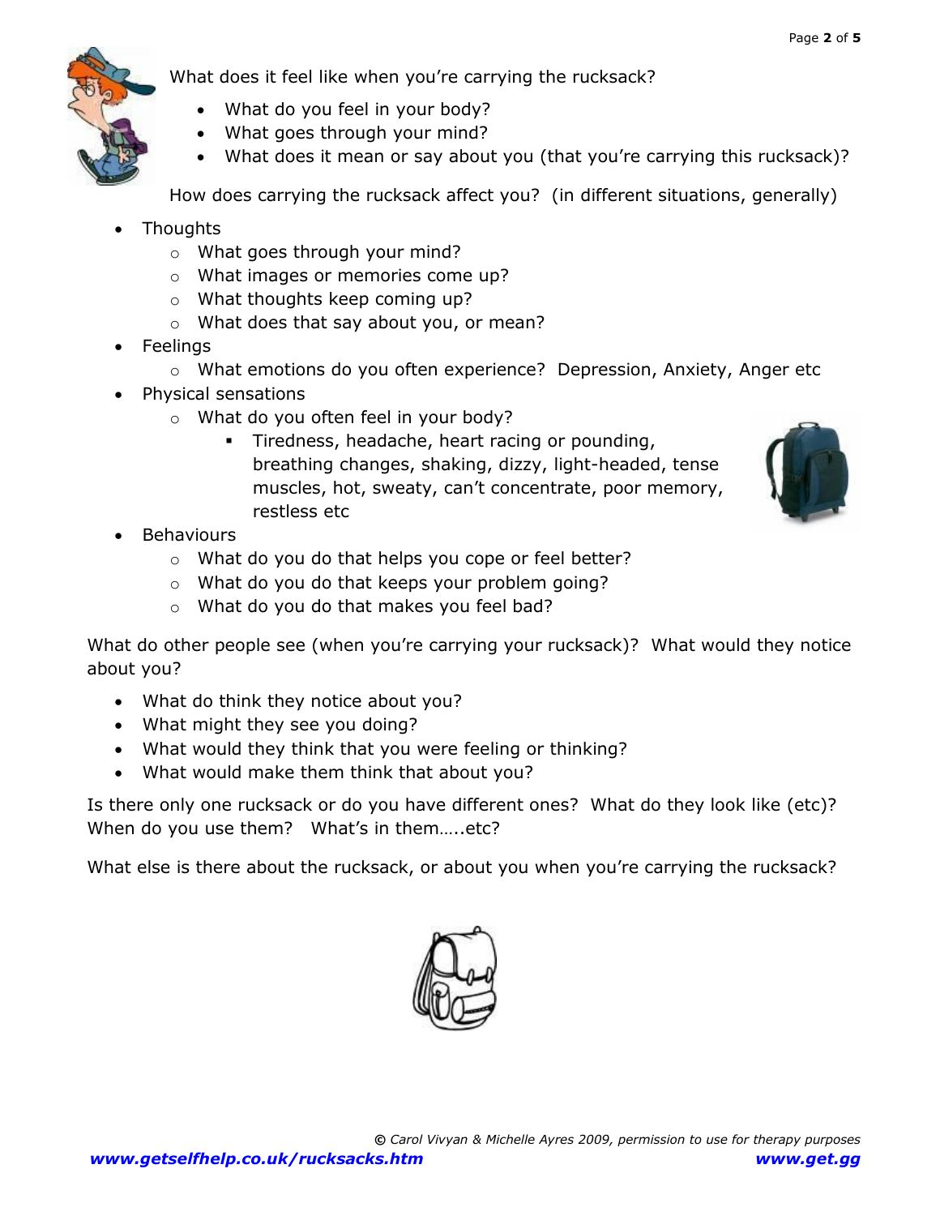What does it feel like when you're carrying the rucksack?

- What do you feel in your body?
- What goes through your mind?
- What does it mean or say about you (that you're carrying this rucksack)?

How does carrying the rucksack affect you? (in different situations, generally)

- Thoughts
  - What goes through your mind?
  - What images or memories come up?
  - What thoughts keep coming up?
  - What does that say about you, or mean?
- Feelings
  - What emotions do you often experience? Depression, Anxiety, Anger etc
- Physical sensations
  - What do you often feel in your body?
    - Tiredness, headache, heart racing or pounding, breathing changes, shaking, dizzy, light-headed, tense muscles, hot, sweaty, can't concentrate, poor memory, restless etc
- Behaviours
  - What do you do that helps you cope or feel better?
  - What do you do that keeps your problem going?
  - What do you do that makes you feel bad?

What do other people see (when you're carrying your rucksack)? What would they notice about you?

- What do think they notice about you?
- What might they see you doing?
- What would they think that you were feeling or thinking?
- What would make them think that about you?

Is there only one rucksack or do you have different ones? What do they look like (etc)? When do you use them? What's in them…..etc?

What else is there about the rucksack, or about you when you're carrying the rucksack?

*© Carol Vivyan & Michelle Ayres 2009, permission to use for therapy purposes*

***www.getselfhelp.co.uk/rucksacks.htm*** ***www.get.gg***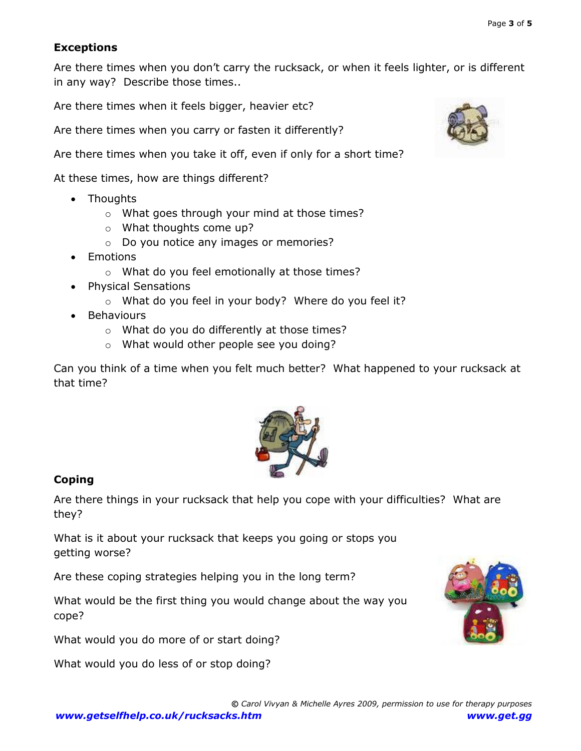## Exceptions

Are there times when you don't carry the rucksack, or when it feels lighter, or is different in any way? Describe those times..

Are there times when it feels bigger, heavier etc?

Are there times when you carry or fasten it differently?

Are there times when you take it off, even if only for a short time?

At these times, how are things different?

- Thoughts
  - What goes through your mind at those times?
  - What thoughts come up?
  - Do you notice any images or memories?
- Emotions
  - What do you feel emotionally at those times?
- Physical Sensations
  - What do you feel in your body? Where do you feel it?
- Behaviours
  - What do you do differently at those times?
  - What would other people see you doing?

Can you think of a time when you felt much better? What happened to your rucksack at that time?

## Coping

Are there things in your rucksack that help you cope with your difficulties? What are they?

What is it about your rucksack that keeps you going or stops you getting worse?

Are these coping strategies helping you in the long term?

What would be the first thing you would change about the way you cope?

What would you do more of or start doing?

What would you do less of or stop doing?

*© Carol Vivyan & Michelle Ayres 2009, permission to use for therapy purposes*

***www.getselfhelp.co.uk/rucksacks.htm*** ***www.get.gg***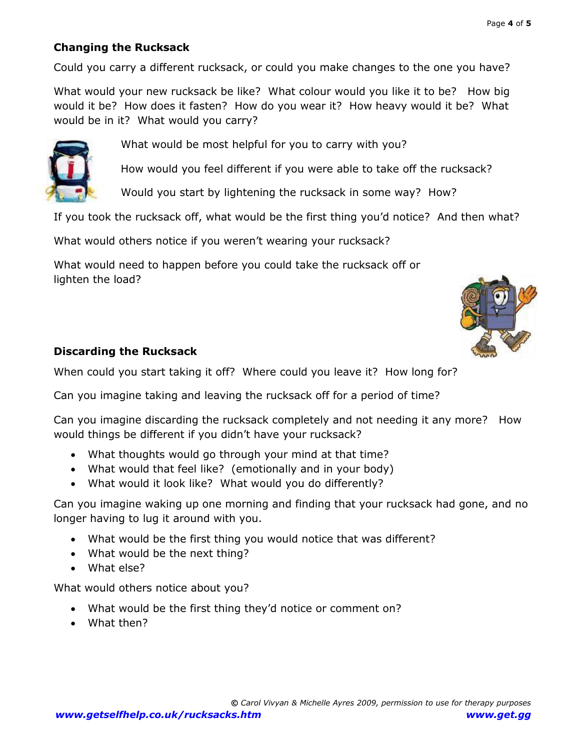### Changing the Rucksack

Could you carry a different rucksack, or could you make changes to the one you have?

What would your new rucksack be like? What colour would you like it to be? How big would it be? How does it fasten? How do you wear it? How heavy would it be? What would be in it? What would you carry?

What would be most helpful for you to carry with you?

How would you feel different if you were able to take off the rucksack?

Would you start by lightening the rucksack in some way? How?

If you took the rucksack off, what would be the first thing you'd notice? And then what?

What would others notice if you weren't wearing your rucksack?

What would need to happen before you could take the rucksack off or lighten the load?

### Discarding the Rucksack

When could you start taking it off? Where could you leave it? How long for?

Can you imagine taking and leaving the rucksack off for a period of time?

Can you imagine discarding the rucksack completely and not needing it any more? How would things be different if you didn't have your rucksack?

- What thoughts would go through your mind at that time?
- What would that feel like? (emotionally and in your body)
- What would it look like? What would you do differently?

Can you imagine waking up one morning and finding that your rucksack had gone, and no longer having to lug it around with you.

- What would be the first thing you would notice that was different?
- What would be the next thing?
- What else?

What would others notice about you?

- What would be the first thing they'd notice or comment on?
- What then?

*© Carol Vivyan & Michelle Ayres 2009, permission to use for therapy purposes*

***www.getselfhelp.co.uk/rucksacks.htm*** ***www.get.gg***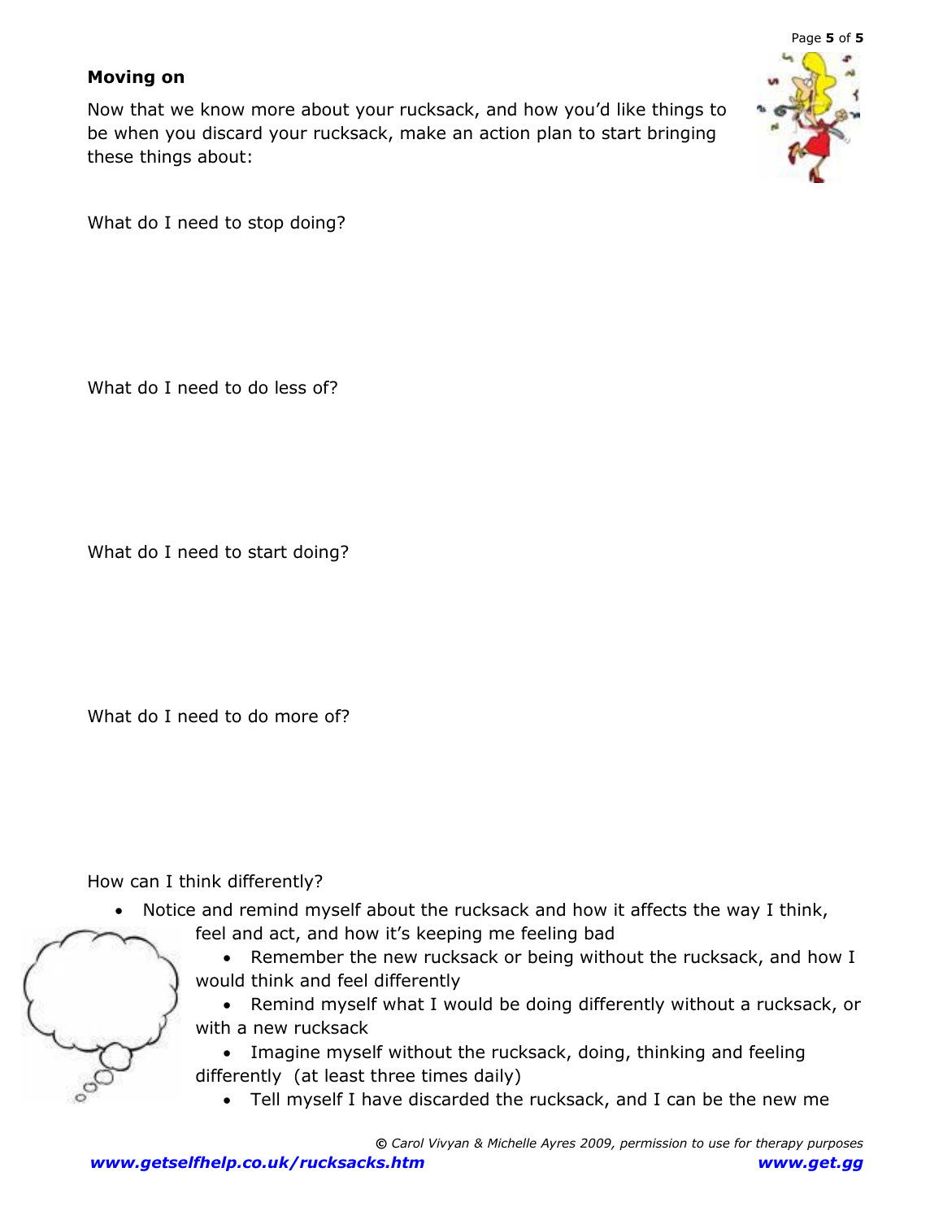## Moving on

Now that we know more about your rucksack, and how you'd like things to be when you discard your rucksack, make an action plan to start bringing these things about:

What do I need to stop doing?

What do I need to do less of?

What do I need to start doing?

What do I need to do more of?

How can I think differently?

- Notice and remind myself about the rucksack and how it affects the way I think, feel and act, and how it's keeping me feeling bad
- Remember the new rucksack or being without the rucksack, and how I would think and feel differently
- Remind myself what I would be doing differently without a rucksack, or with a new rucksack
- Imagine myself without the rucksack, doing, thinking and feeling differently (at least three times daily)
- Tell myself I have discarded the rucksack, and I can be the new me

*© Carol Vivyan & Michelle Ayres 2009, permission to use for therapy purposes*

***www.getselfhelp.co.uk/rucksacks.htm*** ***www.get.gg***